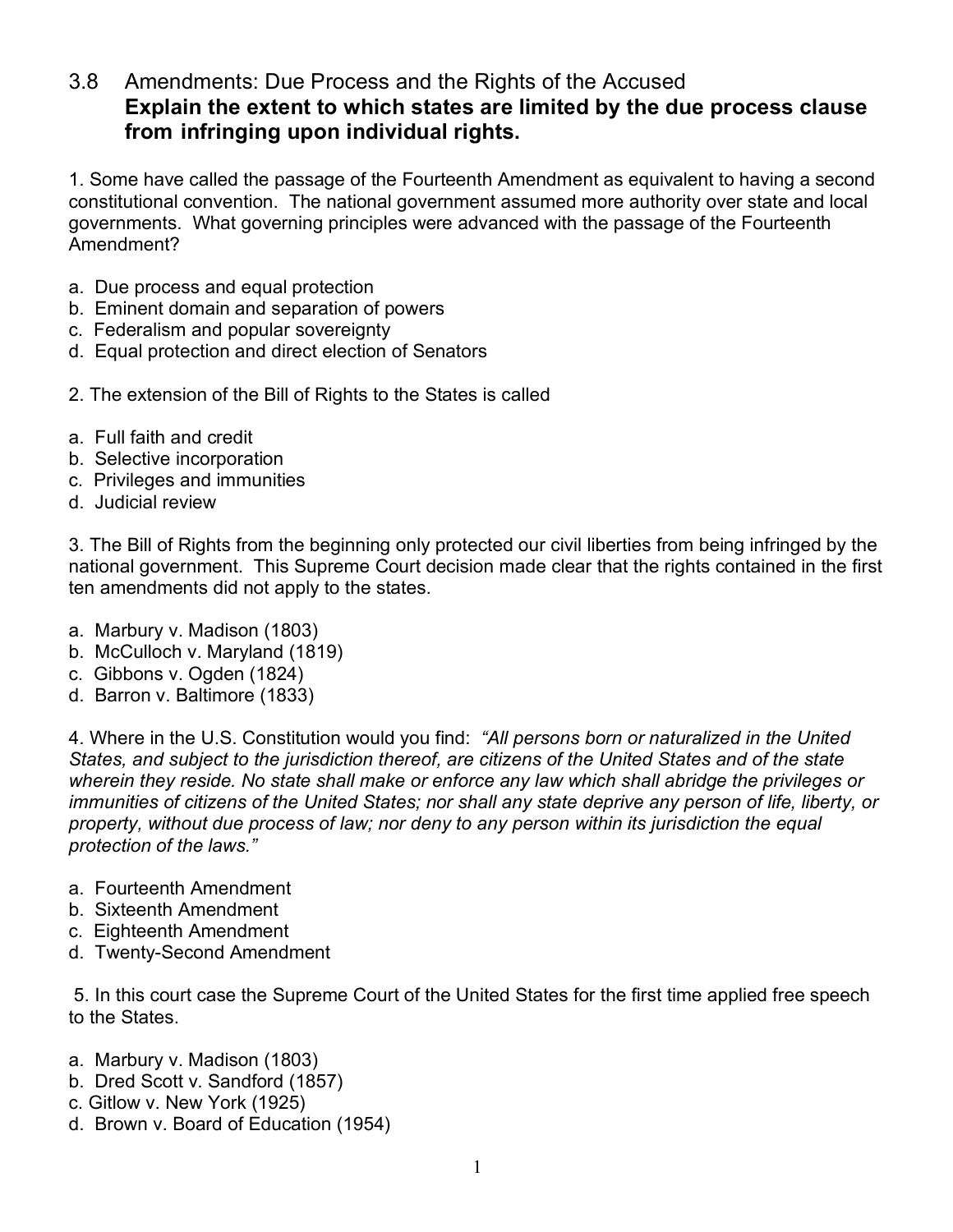# 3.8 Amendments: Due Process and the Rights of the Accused

**Explain the extent to which states are limited by the due process clause from infringing upon individual rights.**

1. Some have called the passage of the Fourteenth Amendment as equivalent to having a second constitutional convention. The national government assumed more authority over state and local governments. What governing principles were advanced with the passage of the Fourteenth Amendment?

a. Due process and equal protection
b. Eminent domain and separation of powers
c. Federalism and popular sovereignty
d. Equal protection and direct election of Senators

2. The extension of the Bill of Rights to the States is called

a. Full faith and credit
b. Selective incorporation
c. Privileges and immunities
d. Judicial review

3. The Bill of Rights from the beginning only protected our civil liberties from being infringed by the national government. This Supreme Court decision made clear that the rights contained in the first ten amendments did not apply to the states.

a. Marbury v. Madison (1803)
b. McCulloch v. Maryland (1819)
c. Gibbons v. Ogden (1824)
d. Barron v. Baltimore (1833)

4. Where in the U.S. Constitution would you find: *"All persons born or naturalized in the United States, and subject to the jurisdiction thereof, are citizens of the United States and of the state wherein they reside. No state shall make or enforce any law which shall abridge the privileges or immunities of citizens of the United States; nor shall any state deprive any person of life, liberty, or property, without due process of law; nor deny to any person within its jurisdiction the equal protection of the laws."*

a. Fourteenth Amendment
b. Sixteenth Amendment
c. Eighteenth Amendment
d. Twenty-Second Amendment

5. In this court case the Supreme Court of the United States for the first time applied free speech to the States.

a. Marbury v. Madison (1803)
b. Dred Scott v. Sandford (1857)
c. Gitlow v. New York (1925)
d. Brown v. Board of Education (1954)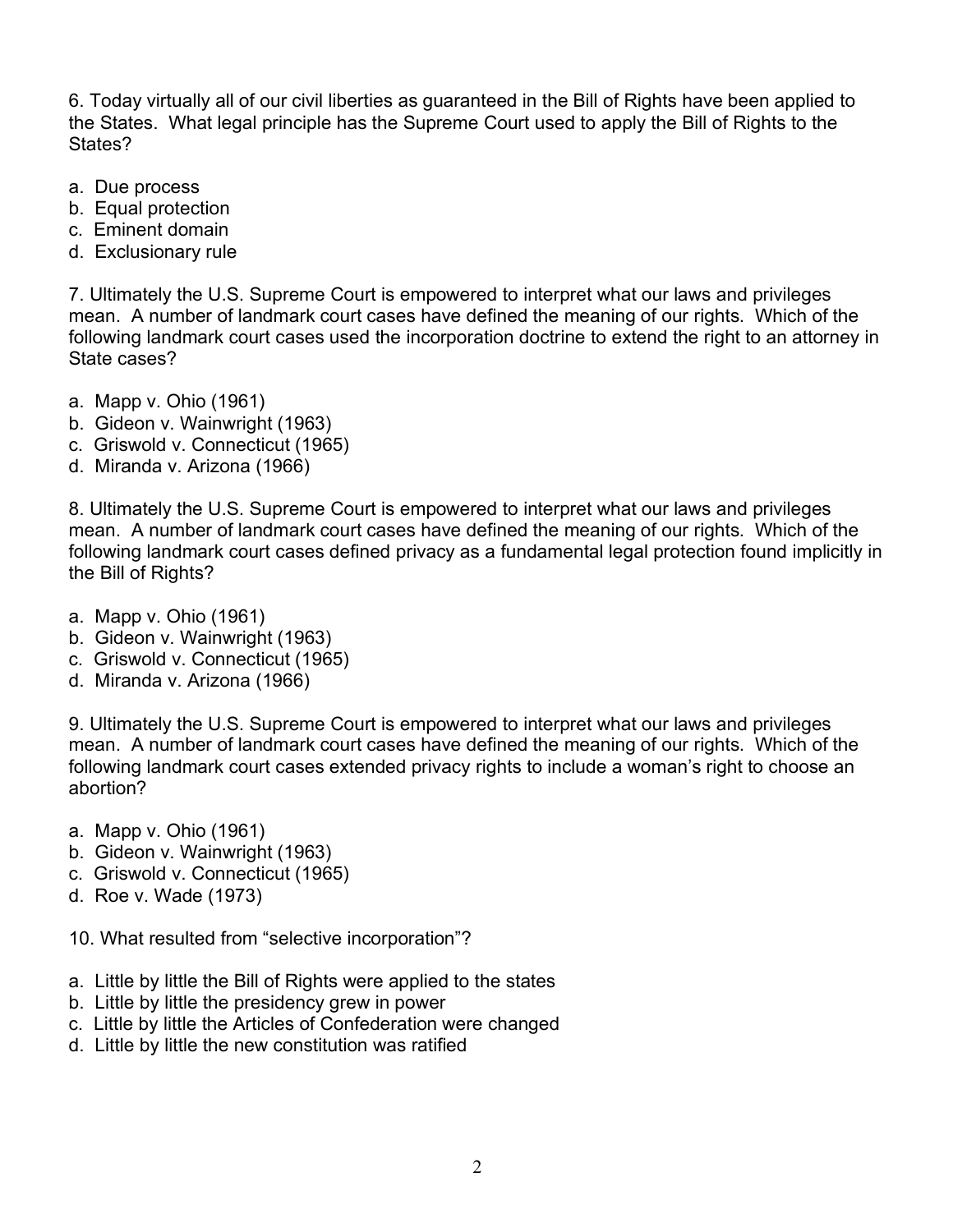6. Today virtually all of our civil liberties as guaranteed in the Bill of Rights have been applied to the States. What legal principle has the Supreme Court used to apply the Bill of Rights to the States?

a. Due process
b. Equal protection
c. Eminent domain
d. Exclusionary rule

7. Ultimately the U.S. Supreme Court is empowered to interpret what our laws and privileges mean. A number of landmark court cases have defined the meaning of our rights. Which of the following landmark court cases used the incorporation doctrine to extend the right to an attorney in State cases?

a. Mapp v. Ohio (1961)
b. Gideon v. Wainwright (1963)
c. Griswold v. Connecticut (1965)
d. Miranda v. Arizona (1966)

8. Ultimately the U.S. Supreme Court is empowered to interpret what our laws and privileges mean. A number of landmark court cases have defined the meaning of our rights. Which of the following landmark court cases defined privacy as a fundamental legal protection found implicitly in the Bill of Rights?

a. Mapp v. Ohio (1961)
b. Gideon v. Wainwright (1963)
c. Griswold v. Connecticut (1965)
d. Miranda v. Arizona (1966)

9. Ultimately the U.S. Supreme Court is empowered to interpret what our laws and privileges mean. A number of landmark court cases have defined the meaning of our rights. Which of the following landmark court cases extended privacy rights to include a woman's right to choose an abortion?

a. Mapp v. Ohio (1961)
b. Gideon v. Wainwright (1963)
c. Griswold v. Connecticut (1965)
d. Roe v. Wade (1973)

10. What resulted from "selective incorporation"?

a. Little by little the Bill of Rights were applied to the states
b. Little by little the presidency grew in power
c. Little by little the Articles of Confederation were changed
d. Little by little the new constitution was ratified